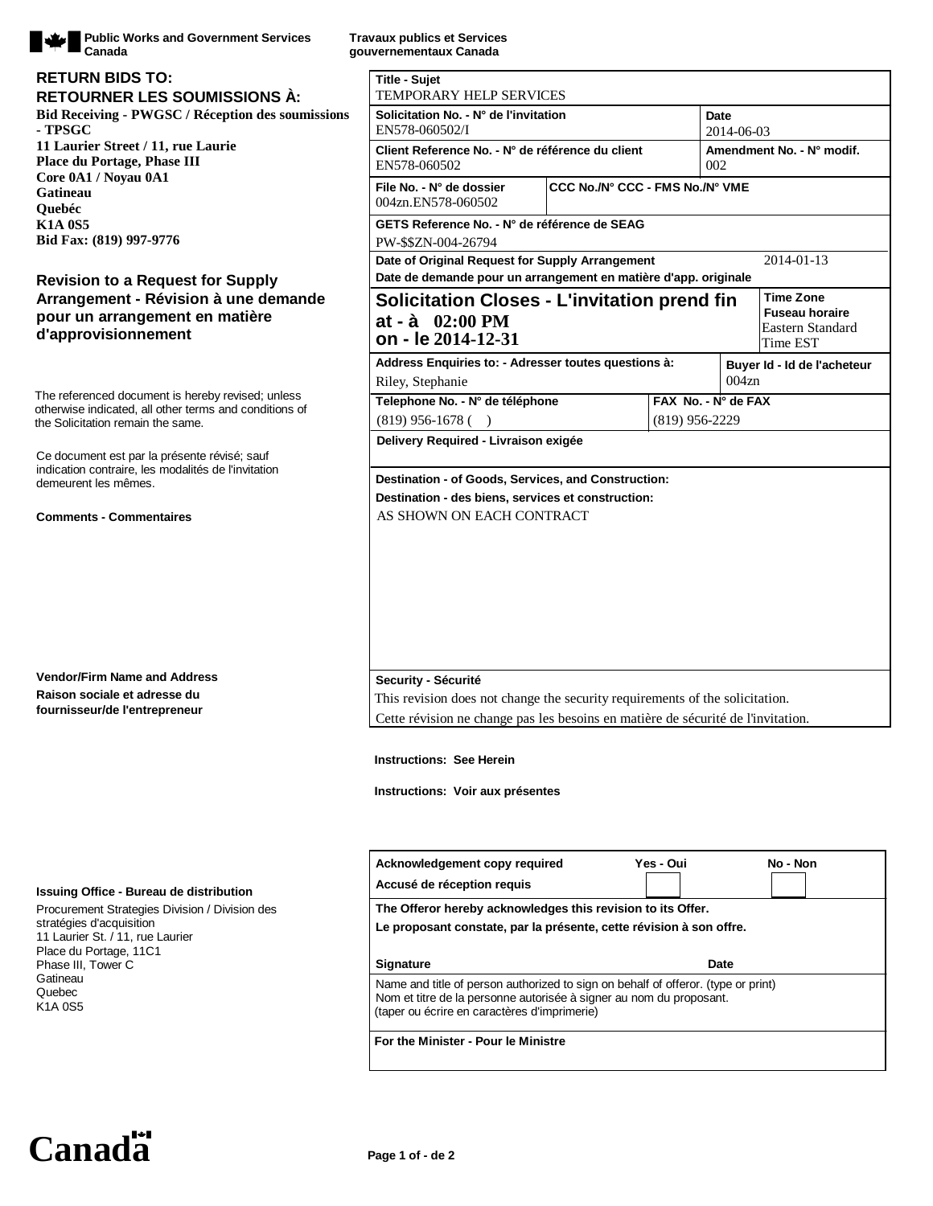Public Works and Government Services Canada | Travaux publics et Services gouvernementaux Canada

**RETURN BIDS TO:**
**RETOURNER LES SOUMISSIONS À:**

**Bid Receiving - PWGSC / Réception des soumissions - TPSGC**
**11 Laurier Street / 11, rue Laurie**
**Place du Portage, Phase III**
**Core 0A1 / Noyau 0A1**
**Gatineau**
**Quebéc**
**K1A 0S5**
**Bid Fax: (819) 997-9776**

## Revision to a Request for Supply Arrangement - Révision à une demande pour un arrangement en matière d'approvisionnement

The referenced document is hereby revised; unless otherwise indicated, all other terms and conditions of the Solicitation remain the same.

Ce document est par la présente révisé; sauf indication contraire, les modalités de l'invitation demeurent les mêmes.

**Comments - Commentaires**

**Vendor/Firm Name and Address**
**Raison sociale et adresse du fournisseur/de l'entrepreneur**

**Issuing Office - Bureau de distribution**

Procurement Strategies Division / Division des stratégies d'acquisition
11 Laurier St. / 11, rue Laurier
Place du Portage, 11C1
Phase III, Tower C
Gatineau
Quebec
K1A 0S5

| | |
|---|---|
| **Title - Sujet** | TEMPORARY HELP SERVICES |
| **Solicitation No. - N° de l'invitation** | EN578-060502/I |
| **Date** | 2014-06-03 |
| **Client Reference No. - N° de référence du client** | EN578-060502 |
| **Amendment No. - N° modif.** | 002 |
| **File No. - N° de dossier** | 004zn.EN578-060502 |
| **CCC No./N° CCC - FMS No./N° VME** | |
| **GETS Reference No. - N° de référence de SEAG** | PW-$$ZN-004-26794 |
| **Date of Original Request for Supply Arrangement / Date de demande pour un arrangement en matière d'app. originale** | 2014-01-13 |
| **Solicitation Closes - L'invitation prend fin** | at - à 02:00 PM on - le 2014-12-31 |
| **Time Zone / Fuseau horaire** | Eastern Standard Time EST |
| **Address Enquiries to: - Adresser toutes questions à:** | Riley, Stephanie |
| **Buyer Id - Id de l'acheteur** | 004zn |
| **Telephone No. - N° de téléphone** | (819) 956-1678 ( ) |
| **FAX No. - N° de FAX** | (819) 956-2229 |
| **Delivery Required - Livraison exigée** | |
| **Destination - of Goods, Services, and Construction: / Destination - des biens, services et construction:** | AS SHOWN ON EACH CONTRACT |
| **Security - Sécurité** | This revision does not change the security requirements of the solicitation. Cette révision ne change pas les besoins en matière de sécurité de l'invitation. |

**Instructions: See Herein**

**Instructions: Voir aux présentes**

| **Acknowledgement copy required / Accusé de réception requis** | **Yes - Oui** | **No - Non** |
|---|---|---|
| | ☐ | ☐ |

**The Offeror hereby acknowledges this revision to its Offer.**
**Le proposant constate, par la présente, cette révision à son offre.**

**Signature** | **Date**

Name and title of person authorized to sign on behalf of offeror. (type or print)
Nom et titre de la personne autorisée à signer au nom du proposant.
(taper ou écrire en caractères d'imprimerie)

**For the Minister - Pour le Ministre**

Canada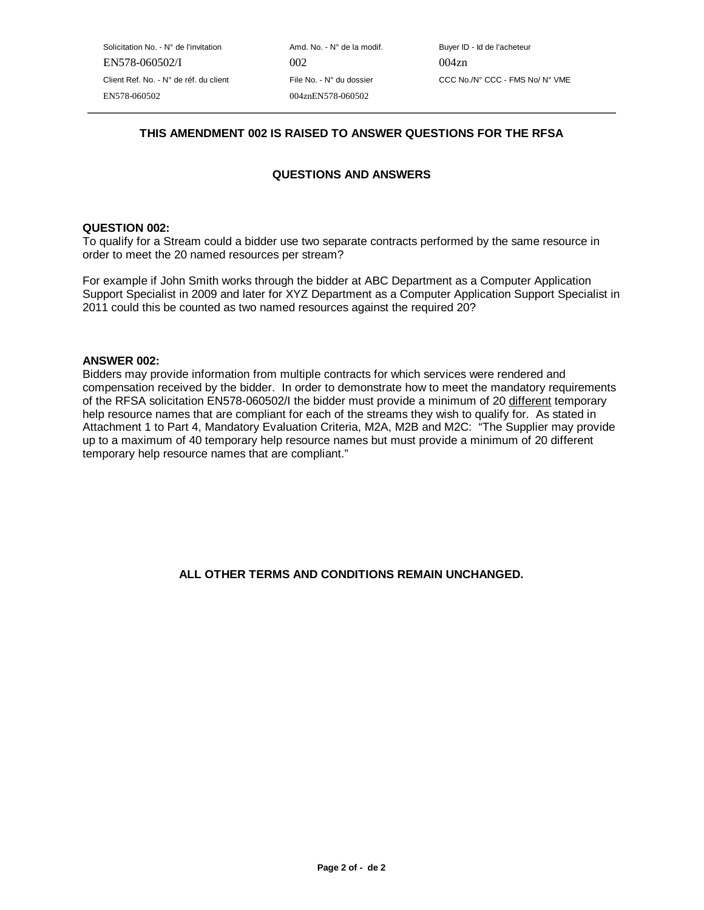| Solicitation No. - N° de l'invitation | Amd. No. - N° de la modif. | Buyer ID - Id de l'acheteur |
| --- | --- | --- |
| EN578-060502/I | 002 | 004zn |
| Client Ref. No. - N° de réf. du client | File No. - N° du dossier | CCC No./N° CCC - FMS No/ N° VME |
| EN578-060502 | 004znEN578-060502 | |

**THIS AMENDMENT 002 IS RAISED TO ANSWER QUESTIONS FOR THE RFSA**

**QUESTIONS AND ANSWERS**

**QUESTION 002:**
To qualify for a Stream could a bidder use two separate contracts performed by the same resource in order to meet the 20 named resources per stream?

For example if John Smith works through the bidder at ABC Department as a Computer Application Support Specialist in 2009 and later for XYZ Department as a Computer Application Support Specialist in 2011 could this be counted as two named resources against the required 20?

**ANSWER 002:**
Bidders may provide information from multiple contracts for which services were rendered and compensation received by the bidder. In order to demonstrate how to meet the mandatory requirements of the RFSA solicitation EN578-060502/I the bidder must provide a minimum of 20 <u>different</u> temporary help resource names that are compliant for each of the streams they wish to qualify for. As stated in Attachment 1 to Part 4, Mandatory Evaluation Criteria, M2A, M2B and M2C: "The Supplier may provide up to a maximum of 40 temporary help resource names but must provide a minimum of 20 different temporary help resource names that are compliant."

**ALL OTHER TERMS AND CONDITIONS REMAIN UNCHANGED.**